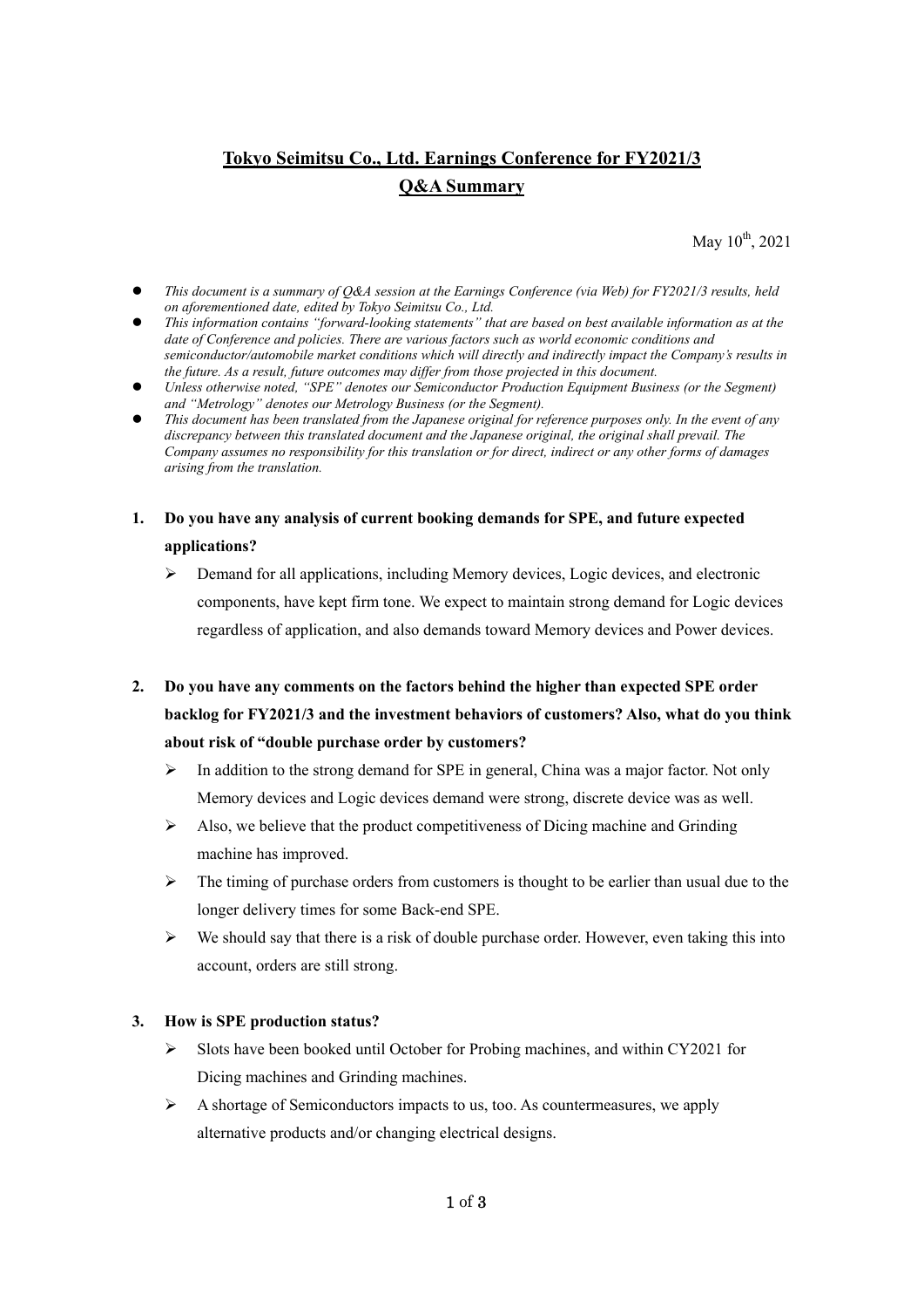# **Tokyo Seimitsu Co., Ltd. Earnings Conference for FY2021/3**
## **Q&A Summary**

May 10th, 2021

- *This document is a summary of Q&A session at the Earnings Conference (via Web) for FY2021/3 results, held on aforementioned date, edited by Tokyo Seimitsu Co., Ltd.*
- *This information contains "forward-looking statements" that are based on best available information as at the date of Conference and policies. There are various factors such as world economic conditions and semiconductor/automobile market conditions which will directly and indirectly impact the Company's results in the future. As a result, future outcomes may differ from those projected in this document.*
- *Unless otherwise noted, "SPE" denotes our Semiconductor Production Equipment Business (or the Segment) and "Metrology" denotes our Metrology Business (or the Segment).*
- *This document has been translated from the Japanese original for reference purposes only. In the event of any discrepancy between this translated document and the Japanese original, the original shall prevail. The Company assumes no responsibility for this translation or for direct, indirect or any other forms of damages arising from the translation.*

**1. Do you have any analysis of current booking demands for SPE, and future expected applications?**

- Demand for all applications, including Memory devices, Logic devices, and electronic components, have kept firm tone. We expect to maintain strong demand for Logic devices regardless of application, and also demands toward Memory devices and Power devices.

**2. Do you have any comments on the factors behind the higher than expected SPE order backlog for FY2021/3 and the investment behaviors of customers? Also, what do you think about risk of "double purchase order by customers?**

- In addition to the strong demand for SPE in general, China was a major factor. Not only Memory devices and Logic devices demand were strong, discrete device was as well.
- Also, we believe that the product competitiveness of Dicing machine and Grinding machine has improved.
- The timing of purchase orders from customers is thought to be earlier than usual due to the longer delivery times for some Back-end SPE.
- We should say that there is a risk of double purchase order. However, even taking this into account, orders are still strong.

**3. How is SPE production status?**

- Slots have been booked until October for Probing machines, and within CY2021 for Dicing machines and Grinding machines.
- A shortage of Semiconductors impacts to us, too. As countermeasures, we apply alternative products and/or changing electrical designs.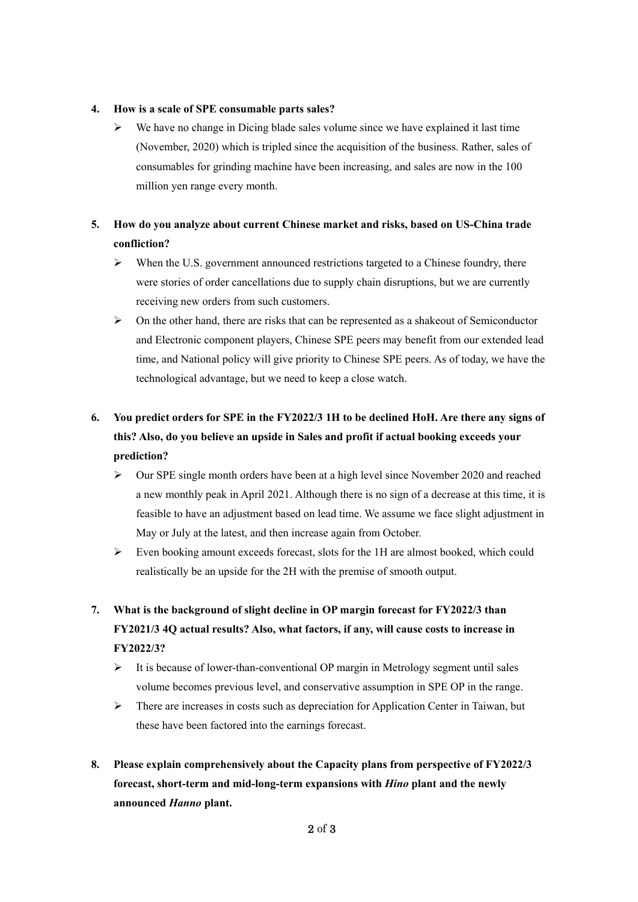4. **How is a scale of SPE consumable parts sales?**
   - We have no change in Dicing blade sales volume since we have explained it last time (November, 2020) which is tripled since the acquisition of the business. Rather, sales of consumables for grinding machine have been increasing, and sales are now in the 100 million yen range every month.

5. **How do you analyze about current Chinese market and risks, based on US-China trade confliction?**
   - When the U.S. government announced restrictions targeted to a Chinese foundry, there were stories of order cancellations due to supply chain disruptions, but we are currently receiving new orders from such customers.
   - On the other hand, there are risks that can be represented as a shakeout of Semiconductor and Electronic component players, Chinese SPE peers may benefit from our extended lead time, and National policy will give priority to Chinese SPE peers. As of today, we have the technological advantage, but we need to keep a close watch.

6. **You predict orders for SPE in the FY2022/3 1H to be declined HoH. Are there any signs of this? Also, do you believe an upside in Sales and profit if actual booking exceeds your prediction?**
   - Our SPE single month orders have been at a high level since November 2020 and reached a new monthly peak in April 2021. Although there is no sign of a decrease at this time, it is feasible to have an adjustment based on lead time. We assume we face slight adjustment in May or July at the latest, and then increase again from October.
   - Even booking amount exceeds forecast, slots for the 1H are almost booked, which could realistically be an upside for the 2H with the premise of smooth output.

7. **What is the background of slight decline in OP margin forecast for FY2022/3 than FY2021/3 4Q actual results? Also, what factors, if any, will cause costs to increase in FY2022/3?**
   - It is because of lower-than-conventional OP margin in Metrology segment until sales volume becomes previous level, and conservative assumption in SPE OP in the range.
   - There are increases in costs such as depreciation for Application Center in Taiwan, but these have been factored into the earnings forecast.

8. **Please explain comprehensively about the Capacity plans from perspective of FY2022/3 forecast, short-term and mid-long-term expansions with *Hino* plant and the newly announced *Hanno* plant.**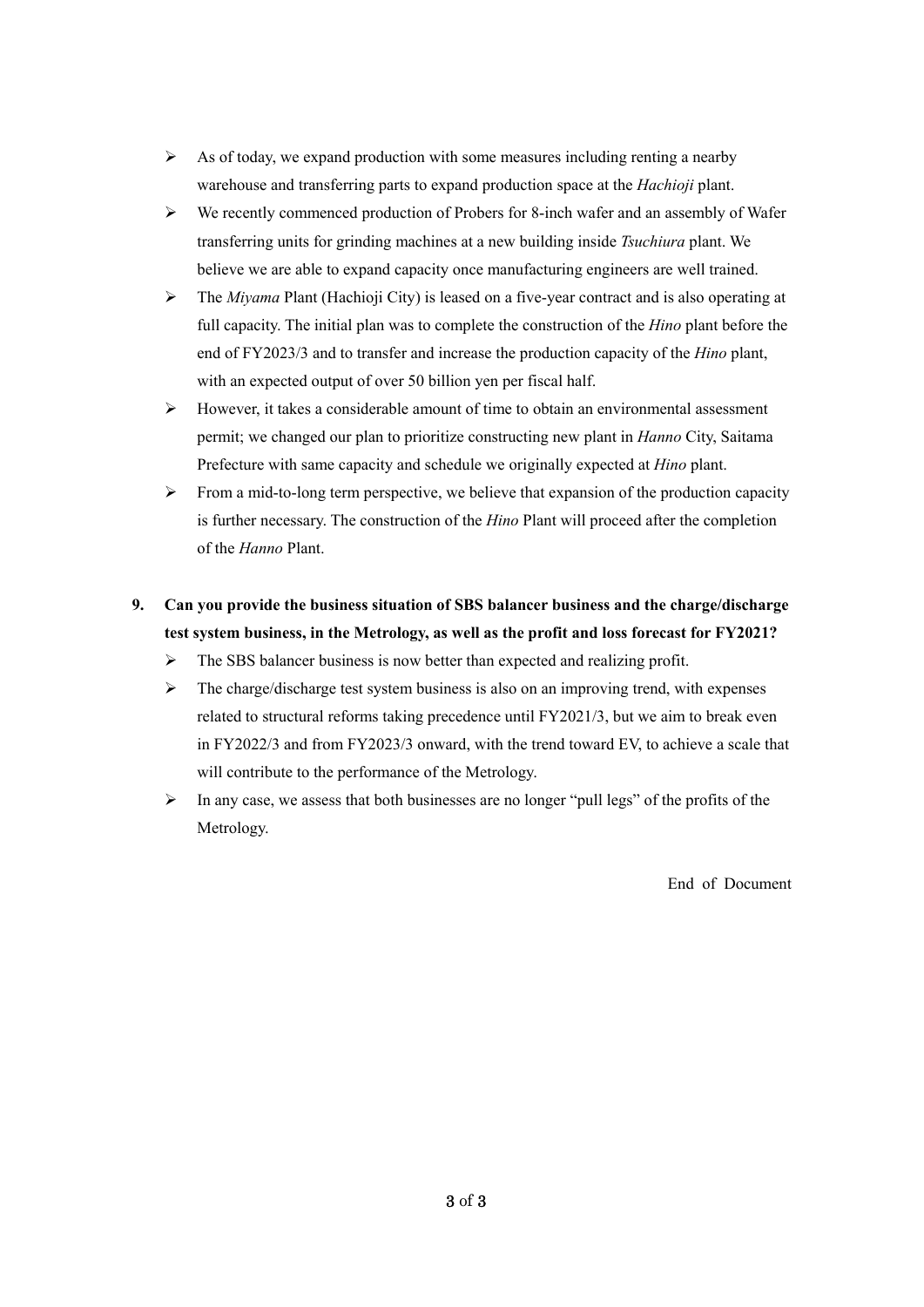- As of today, we expand production with some measures including renting a nearby warehouse and transferring parts to expand production space at the *Hachioji* plant.
- We recently commenced production of Probers for 8-inch wafer and an assembly of Wafer transferring units for grinding machines at a new building inside *Tsuchiura* plant. We believe we are able to expand capacity once manufacturing engineers are well trained.
- The *Miyama* Plant (Hachioji City) is leased on a five-year contract and is also operating at full capacity. The initial plan was to complete the construction of the *Hino* plant before the end of FY2023/3 and to transfer and increase the production capacity of the *Hino* plant, with an expected output of over 50 billion yen per fiscal half.
- However, it takes a considerable amount of time to obtain an environmental assessment permit; we changed our plan to prioritize constructing new plant in *Hanno* City, Saitama Prefecture with same capacity and schedule we originally expected at *Hino* plant.
- From a mid-to-long term perspective, we believe that expansion of the production capacity is further necessary. The construction of the *Hino* Plant will proceed after the completion of the *Hanno* Plant.

**9. Can you provide the business situation of SBS balancer business and the charge/discharge test system business, in the Metrology, as well as the profit and loss forecast for FY2021?**

- The SBS balancer business is now better than expected and realizing profit.
- The charge/discharge test system business is also on an improving trend, with expenses related to structural reforms taking precedence until FY2021/3, but we aim to break even in FY2022/3 and from FY2023/3 onward, with the trend toward EV, to achieve a scale that will contribute to the performance of the Metrology.
- In any case, we assess that both businesses are no longer "pull legs" of the profits of the Metrology.

End of Document